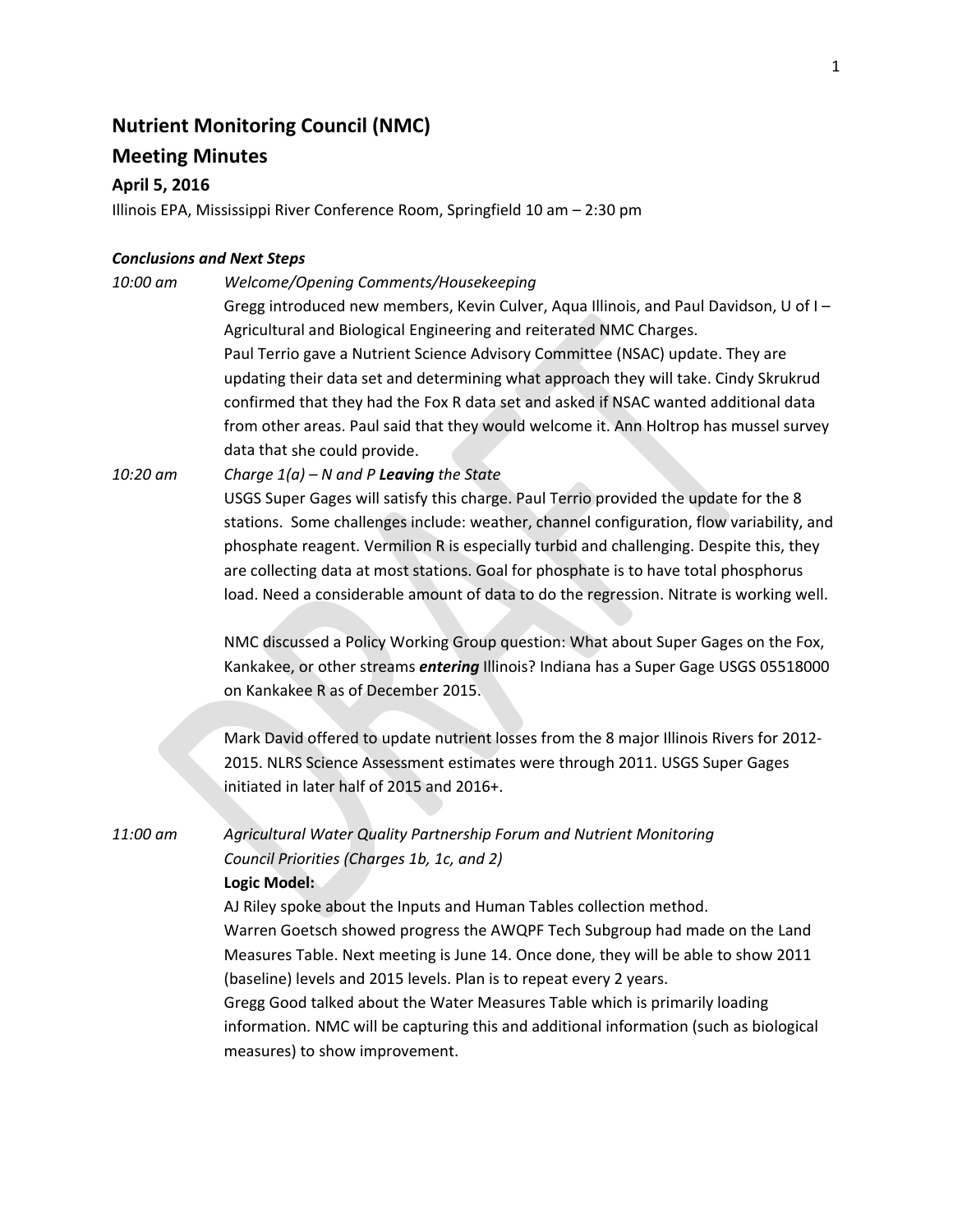## Nutrient Monitoring Council (NMC)

## Meeting Minutes

### April 5, 2016

Illinois EPA, Mississippi River Conference Room, Springfield 10 am – 2:30 pm

***Conclusions and Next Steps***

*10:00 am* *Welcome/Opening Comments/Housekeeping*

Gregg introduced new members, Kevin Culver, Aqua Illinois, and Paul Davidson, U of I – Agricultural and Biological Engineering and reiterated NMC Charges.

Paul Terrio gave a Nutrient Science Advisory Committee (NSAC) update. They are updating their data set and determining what approach they will take. Cindy Skrukrud confirmed that they had the Fox R data set and asked if NSAC wanted additional data from other areas. Paul said that they would welcome it. Ann Holtrop has mussel survey data that she could provide.

*10:20 am* *Charge 1(a) – N and P **Leaving** the State*

USGS Super Gages will satisfy this charge. Paul Terrio provided the update for the 8 stations. Some challenges include: weather, channel configuration, flow variability, and phosphate reagent. Vermilion R is especially turbid and challenging. Despite this, they are collecting data at most stations. Goal for phosphate is to have total phosphorus load. Need a considerable amount of data to do the regression. Nitrate is working well.

NMC discussed a Policy Working Group question: What about Super Gages on the Fox, Kankakee, or other streams ***entering*** Illinois? Indiana has a Super Gage USGS 05518000 on Kankakee R as of December 2015.

Mark David offered to update nutrient losses from the 8 major Illinois Rivers for 2012-2015. NLRS Science Assessment estimates were through 2011. USGS Super Gages initiated in later half of 2015 and 2016+.

*11:00 am* *Agricultural Water Quality Partnership Forum and Nutrient Monitoring Council Priorities (Charges 1b, 1c, and 2)*

**Logic Model:**

AJ Riley spoke about the Inputs and Human Tables collection method.

Warren Goetsch showed progress the AWQPF Tech Subgroup had made on the Land Measures Table. Next meeting is June 14. Once done, they will be able to show 2011 (baseline) levels and 2015 levels. Plan is to repeat every 2 years.

Gregg Good talked about the Water Measures Table which is primarily loading information. NMC will be capturing this and additional information (such as biological measures) to show improvement.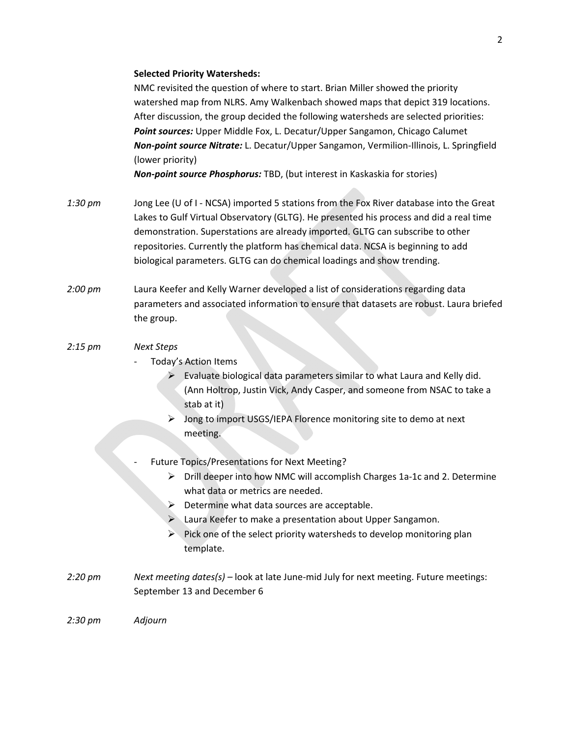**Selected Priority Watersheds:**

NMC revisited the question of where to start. Brian Miller showed the priority watershed map from NLRS. Amy Walkenbach showed maps that depict 319 locations. After discussion, the group decided the following watersheds are selected priorities:

***Point sources:*** Upper Middle Fox, L. Decatur/Upper Sangamon, Chicago Calumet

***Non-point source Nitrate:*** L. Decatur/Upper Sangamon, Vermilion-Illinois, L. Springfield (lower priority)

***Non-point source Phosphorus:*** TBD, (but interest in Kaskaskia for stories)

*1:30 pm* Jong Lee (U of I - NCSA) imported 5 stations from the Fox River database into the Great Lakes to Gulf Virtual Observatory (GLTG). He presented his process and did a real time demonstration. Superstations are already imported. GLTG can subscribe to other repositories. Currently the platform has chemical data. NCSA is beginning to add biological parameters. GLTG can do chemical loadings and show trending.

*2:00 pm* Laura Keefer and Kelly Warner developed a list of considerations regarding data parameters and associated information to ensure that datasets are robust. Laura briefed the group.

*2:15 pm* *Next Steps*

- Today's Action Items
  - Evaluate biological data parameters similar to what Laura and Kelly did. (Ann Holtrop, Justin Vick, Andy Casper, and someone from NSAC to take a stab at it)
  - Jong to import USGS/IEPA Florence monitoring site to demo at next meeting.

- Future Topics/Presentations for Next Meeting?
  - Drill deeper into how NMC will accomplish Charges 1a-1c and 2. Determine what data or metrics are needed.
  - Determine what data sources are acceptable.
  - Laura Keefer to make a presentation about Upper Sangamon.
  - Pick one of the select priority watersheds to develop monitoring plan template.

*2:20 pm* *Next meeting dates(s)* – look at late June-mid July for next meeting. Future meetings: September 13 and December 6

*2:30 pm* *Adjourn*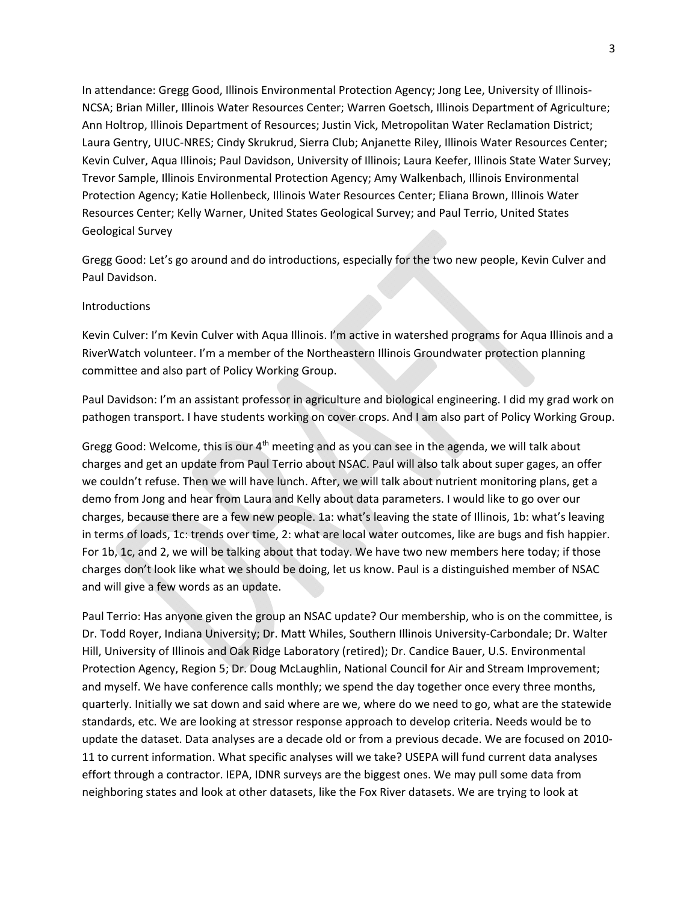In attendance: Gregg Good, Illinois Environmental Protection Agency; Jong Lee, University of Illinois-NCSA; Brian Miller, Illinois Water Resources Center; Warren Goetsch, Illinois Department of Agriculture; Ann Holtrop, Illinois Department of Resources; Justin Vick, Metropolitan Water Reclamation District; Laura Gentry, UIUC-NRES; Cindy Skrukrud, Sierra Club; Anjanette Riley, Illinois Water Resources Center; Kevin Culver, Aqua Illinois; Paul Davidson, University of Illinois; Laura Keefer, Illinois State Water Survey; Trevor Sample, Illinois Environmental Protection Agency; Amy Walkenbach, Illinois Environmental Protection Agency; Katie Hollenbeck, Illinois Water Resources Center; Eliana Brown, Illinois Water Resources Center; Kelly Warner, United States Geological Survey; and Paul Terrio, United States Geological Survey

Gregg Good: Let's go around and do introductions, especially for the two new people, Kevin Culver and Paul Davidson.

Introductions

Kevin Culver: I'm Kevin Culver with Aqua Illinois. I'm active in watershed programs for Aqua Illinois and a RiverWatch volunteer. I'm a member of the Northeastern Illinois Groundwater protection planning committee and also part of Policy Working Group.

Paul Davidson: I'm an assistant professor in agriculture and biological engineering. I did my grad work on pathogen transport. I have students working on cover crops. And I am also part of Policy Working Group.

Gregg Good: Welcome, this is our 4th meeting and as you can see in the agenda, we will talk about charges and get an update from Paul Terrio about NSAC. Paul will also talk about super gages, an offer we couldn't refuse. Then we will have lunch. After, we will talk about nutrient monitoring plans, get a demo from Jong and hear from Laura and Kelly about data parameters. I would like to go over our charges, because there are a few new people. 1a: what's leaving the state of Illinois, 1b: what's leaving in terms of loads, 1c: trends over time, 2: what are local water outcomes, like are bugs and fish happier. For 1b, 1c, and 2, we will be talking about that today. We have two new members here today; if those charges don't look like what we should be doing, let us know. Paul is a distinguished member of NSAC and will give a few words as an update.

Paul Terrio: Has anyone given the group an NSAC update? Our membership, who is on the committee, is Dr. Todd Royer, Indiana University; Dr. Matt Whiles, Southern Illinois University-Carbondale; Dr. Walter Hill, University of Illinois and Oak Ridge Laboratory (retired); Dr. Candice Bauer, U.S. Environmental Protection Agency, Region 5; Dr. Doug McLaughlin, National Council for Air and Stream Improvement; and myself. We have conference calls monthly; we spend the day together once every three months, quarterly. Initially we sat down and said where are we, where do we need to go, what are the statewide standards, etc. We are looking at stressor response approach to develop criteria. Needs would be to update the dataset. Data analyses are a decade old or from a previous decade. We are focused on 2010-11 to current information. What specific analyses will we take? USEPA will fund current data analyses effort through a contractor. IEPA, IDNR surveys are the biggest ones. We may pull some data from neighboring states and look at other datasets, like the Fox River datasets. We are trying to look at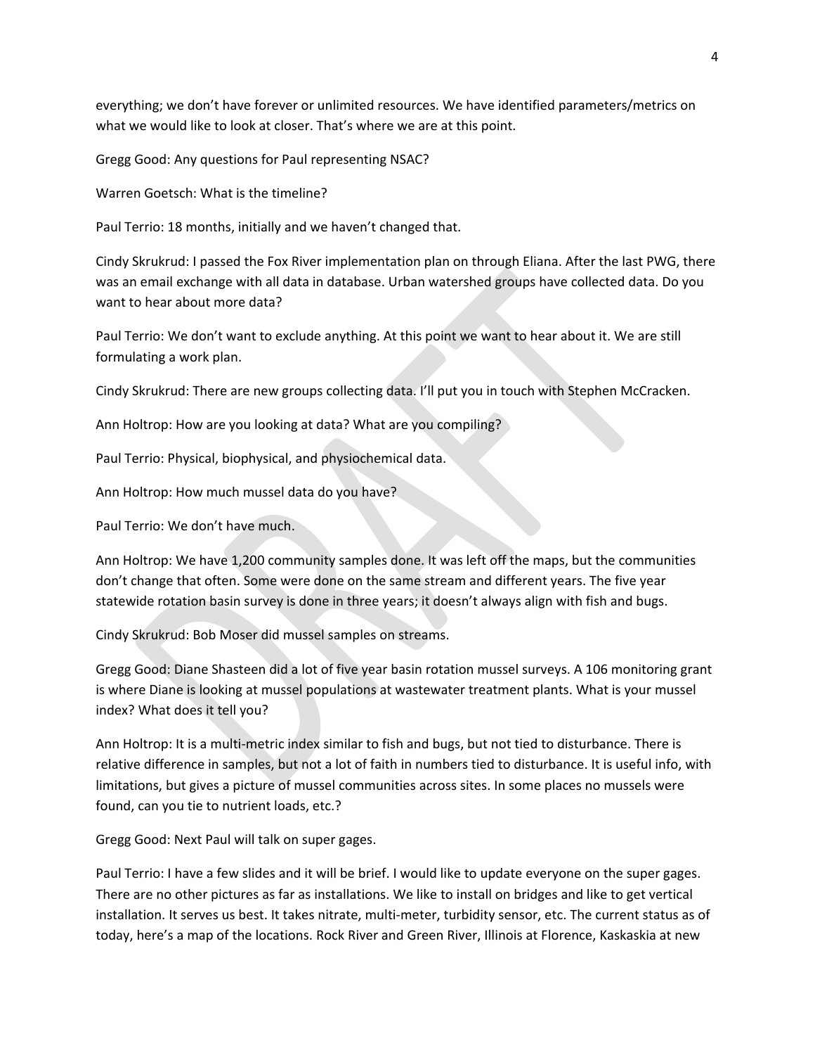everything; we don't have forever or unlimited resources. We have identified parameters/metrics on what we would like to look at closer. That's where we are at this point.

Gregg Good: Any questions for Paul representing NSAC?

Warren Goetsch: What is the timeline?

Paul Terrio: 18 months, initially and we haven't changed that.

Cindy Skrukrud: I passed the Fox River implementation plan on through Eliana. After the last PWG, there was an email exchange with all data in database. Urban watershed groups have collected data. Do you want to hear about more data?

Paul Terrio: We don't want to exclude anything. At this point we want to hear about it. We are still formulating a work plan.

Cindy Skrukrud: There are new groups collecting data. I'll put you in touch with Stephen McCracken.

Ann Holtrop: How are you looking at data? What are you compiling?

Paul Terrio: Physical, biophysical, and physiochemical data.

Ann Holtrop: How much mussel data do you have?

Paul Terrio: We don't have much.

Ann Holtrop: We have 1,200 community samples done. It was left off the maps, but the communities don't change that often. Some were done on the same stream and different years. The five year statewide rotation basin survey is done in three years; it doesn't always align with fish and bugs.

Cindy Skrukrud: Bob Moser did mussel samples on streams.

Gregg Good: Diane Shasteen did a lot of five year basin rotation mussel surveys. A 106 monitoring grant is where Diane is looking at mussel populations at wastewater treatment plants. What is your mussel index? What does it tell you?

Ann Holtrop: It is a multi-metric index similar to fish and bugs, but not tied to disturbance. There is relative difference in samples, but not a lot of faith in numbers tied to disturbance. It is useful info, with limitations, but gives a picture of mussel communities across sites. In some places no mussels were found, can you tie to nutrient loads, etc.?

Gregg Good: Next Paul will talk on super gages.

Paul Terrio: I have a few slides and it will be brief. I would like to update everyone on the super gages. There are no other pictures as far as installations. We like to install on bridges and like to get vertical installation. It serves us best. It takes nitrate, multi-meter, turbidity sensor, etc. The current status as of today, here's a map of the locations. Rock River and Green River, Illinois at Florence, Kaskaskia at new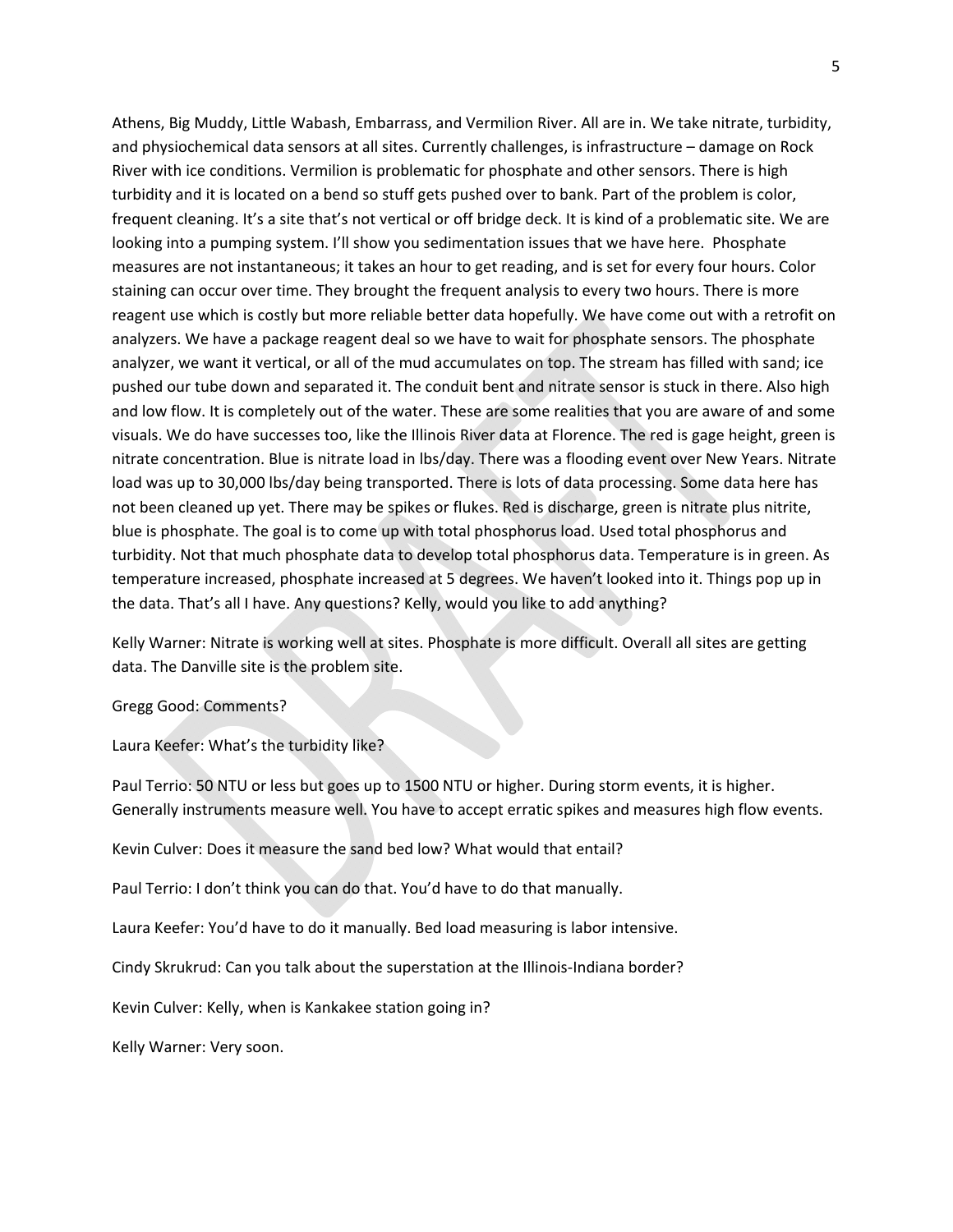Athens, Big Muddy, Little Wabash, Embarrass, and Vermilion River. All are in. We take nitrate, turbidity, and physiochemical data sensors at all sites. Currently challenges, is infrastructure – damage on Rock River with ice conditions. Vermilion is problematic for phosphate and other sensors. There is high turbidity and it is located on a bend so stuff gets pushed over to bank. Part of the problem is color, frequent cleaning. It's a site that's not vertical or off bridge deck. It is kind of a problematic site. We are looking into a pumping system. I'll show you sedimentation issues that we have here. Phosphate measures are not instantaneous; it takes an hour to get reading, and is set for every four hours. Color staining can occur over time. They brought the frequent analysis to every two hours. There is more reagent use which is costly but more reliable better data hopefully. We have come out with a retrofit on analyzers. We have a package reagent deal so we have to wait for phosphate sensors. The phosphate analyzer, we want it vertical, or all of the mud accumulates on top. The stream has filled with sand; ice pushed our tube down and separated it. The conduit bent and nitrate sensor is stuck in there. Also high and low flow. It is completely out of the water. These are some realities that you are aware of and some visuals. We do have successes too, like the Illinois River data at Florence. The red is gage height, green is nitrate concentration. Blue is nitrate load in lbs/day. There was a flooding event over New Years. Nitrate load was up to 30,000 lbs/day being transported. There is lots of data processing. Some data here has not been cleaned up yet. There may be spikes or flukes. Red is discharge, green is nitrate plus nitrite, blue is phosphate. The goal is to come up with total phosphorus load. Used total phosphorus and turbidity. Not that much phosphate data to develop total phosphorus data. Temperature is in green. As temperature increased, phosphate increased at 5 degrees. We haven't looked into it. Things pop up in the data. That's all I have. Any questions? Kelly, would you like to add anything?

Kelly Warner: Nitrate is working well at sites. Phosphate is more difficult. Overall all sites are getting data. The Danville site is the problem site.

Gregg Good: Comments?

Laura Keefer: What's the turbidity like?

Paul Terrio: 50 NTU or less but goes up to 1500 NTU or higher. During storm events, it is higher. Generally instruments measure well. You have to accept erratic spikes and measures high flow events.

Kevin Culver: Does it measure the sand bed low? What would that entail?

Paul Terrio: I don't think you can do that. You'd have to do that manually.

Laura Keefer: You'd have to do it manually. Bed load measuring is labor intensive.

Cindy Skrukrud: Can you talk about the superstation at the Illinois-Indiana border?

Kevin Culver: Kelly, when is Kankakee station going in?

Kelly Warner: Very soon.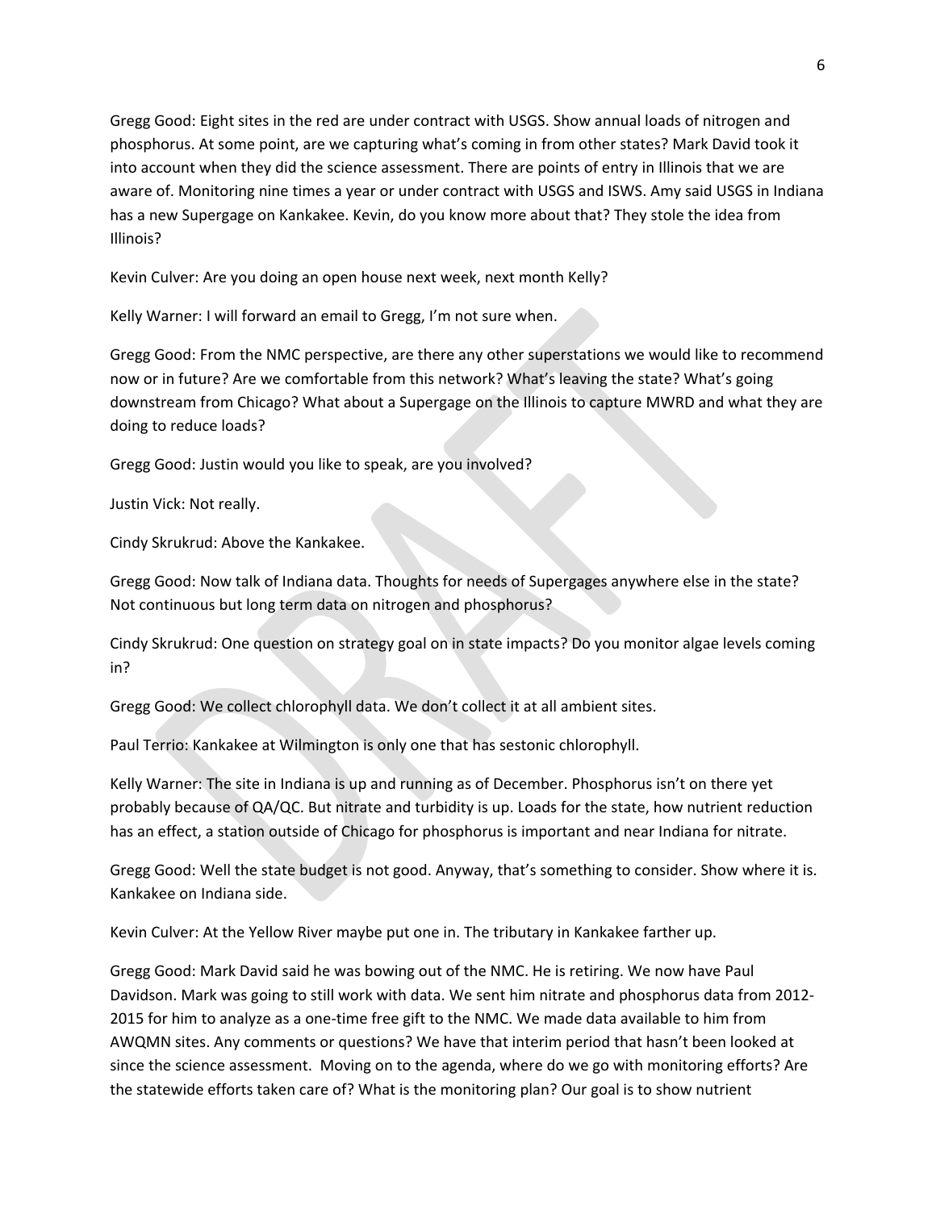Gregg Good: Eight sites in the red are under contract with USGS. Show annual loads of nitrogen and phosphorus. At some point, are we capturing what's coming in from other states? Mark David took it into account when they did the science assessment. There are points of entry in Illinois that we are aware of. Monitoring nine times a year or under contract with USGS and ISWS. Amy said USGS in Indiana has a new Supergage on Kankakee. Kevin, do you know more about that? They stole the idea from Illinois?

Kevin Culver: Are you doing an open house next week, next month Kelly?

Kelly Warner: I will forward an email to Gregg, I'm not sure when.

Gregg Good: From the NMC perspective, are there any other superstations we would like to recommend now or in future? Are we comfortable from this network? What's leaving the state? What's going downstream from Chicago? What about a Supergage on the Illinois to capture MWRD and what they are doing to reduce loads?

Gregg Good: Justin would you like to speak, are you involved?

Justin Vick: Not really.

Cindy Skrukrud: Above the Kankakee.

Gregg Good: Now talk of Indiana data. Thoughts for needs of Supergages anywhere else in the state? Not continuous but long term data on nitrogen and phosphorus?

Cindy Skrukrud: One question on strategy goal on in state impacts? Do you monitor algae levels coming in?

Gregg Good: We collect chlorophyll data. We don't collect it at all ambient sites.

Paul Terrio: Kankakee at Wilmington is only one that has sestonic chlorophyll.

Kelly Warner: The site in Indiana is up and running as of December. Phosphorus isn't on there yet probably because of QA/QC. But nitrate and turbidity is up. Loads for the state, how nutrient reduction has an effect, a station outside of Chicago for phosphorus is important and near Indiana for nitrate.

Gregg Good: Well the state budget is not good. Anyway, that's something to consider. Show where it is. Kankakee on Indiana side.

Kevin Culver: At the Yellow River maybe put one in. The tributary in Kankakee farther up.

Gregg Good: Mark David said he was bowing out of the NMC. He is retiring. We now have Paul Davidson. Mark was going to still work with data. We sent him nitrate and phosphorus data from 2012-2015 for him to analyze as a one-time free gift to the NMC. We made data available to him from AWQMN sites. Any comments or questions? We have that interim period that hasn't been looked at since the science assessment. Moving on to the agenda, where do we go with monitoring efforts? Are the statewide efforts taken care of? What is the monitoring plan? Our goal is to show nutrient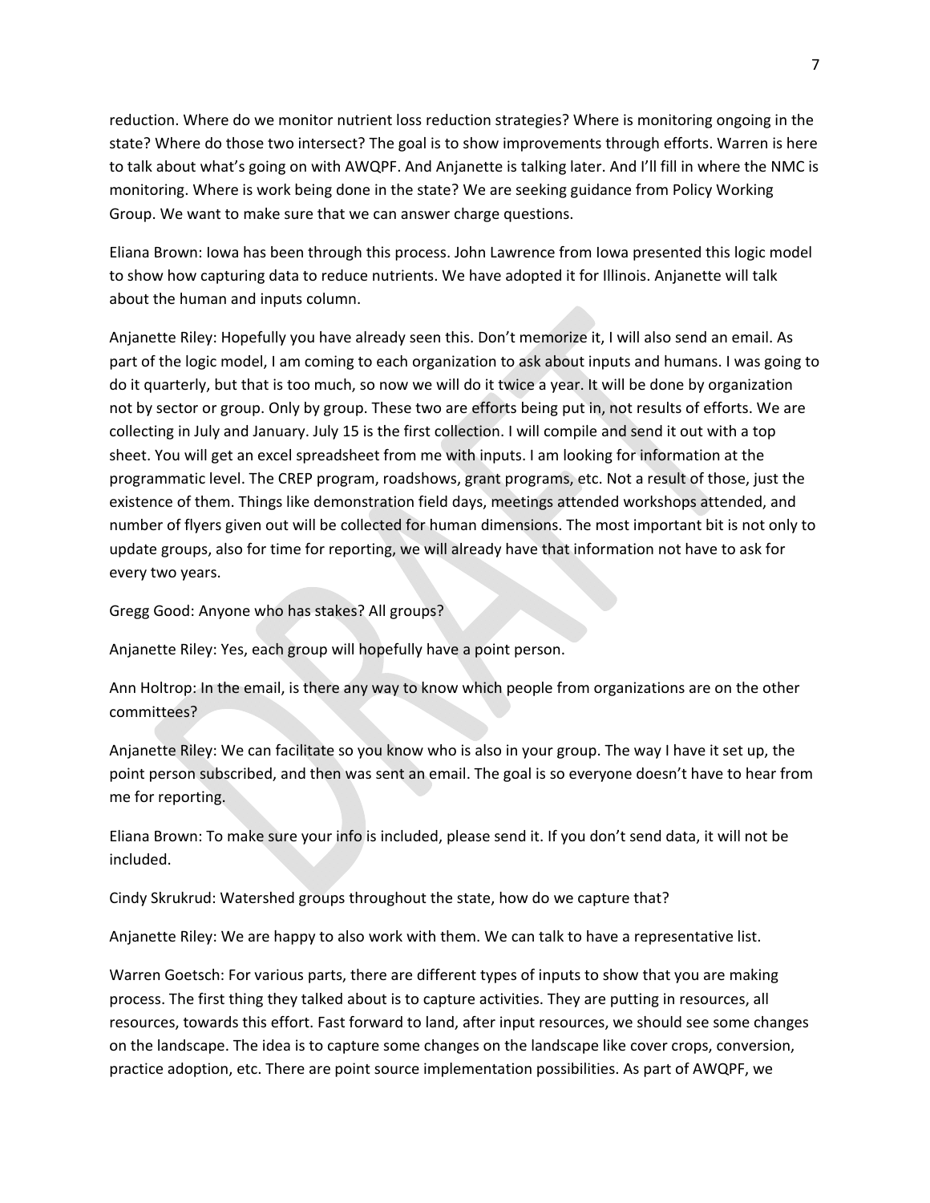reduction. Where do we monitor nutrient loss reduction strategies? Where is monitoring ongoing in the state? Where do those two intersect? The goal is to show improvements through efforts. Warren is here to talk about what's going on with AWQPF. And Anjanette is talking later. And I'll fill in where the NMC is monitoring. Where is work being done in the state? We are seeking guidance from Policy Working Group. We want to make sure that we can answer charge questions.

Eliana Brown: Iowa has been through this process. John Lawrence from Iowa presented this logic model to show how capturing data to reduce nutrients. We have adopted it for Illinois. Anjanette will talk about the human and inputs column.

Anjanette Riley: Hopefully you have already seen this. Don't memorize it, I will also send an email. As part of the logic model, I am coming to each organization to ask about inputs and humans. I was going to do it quarterly, but that is too much, so now we will do it twice a year. It will be done by organization not by sector or group. Only by group. These two are efforts being put in, not results of efforts. We are collecting in July and January. July 15 is the first collection. I will compile and send it out with a top sheet. You will get an excel spreadsheet from me with inputs. I am looking for information at the programmatic level. The CREP program, roadshows, grant programs, etc. Not a result of those, just the existence of them. Things like demonstration field days, meetings attended workshops attended, and number of flyers given out will be collected for human dimensions. The most important bit is not only to update groups, also for time for reporting, we will already have that information not have to ask for every two years.

Gregg Good: Anyone who has stakes? All groups?

Anjanette Riley: Yes, each group will hopefully have a point person.

Ann Holtrop: In the email, is there any way to know which people from organizations are on the other committees?

Anjanette Riley: We can facilitate so you know who is also in your group. The way I have it set up, the point person subscribed, and then was sent an email. The goal is so everyone doesn't have to hear from me for reporting.

Eliana Brown: To make sure your info is included, please send it. If you don't send data, it will not be included.

Cindy Skrukrud: Watershed groups throughout the state, how do we capture that?

Anjanette Riley: We are happy to also work with them. We can talk to have a representative list.

Warren Goetsch: For various parts, there are different types of inputs to show that you are making process. The first thing they talked about is to capture activities. They are putting in resources, all resources, towards this effort. Fast forward to land, after input resources, we should see some changes on the landscape. The idea is to capture some changes on the landscape like cover crops, conversion, practice adoption, etc. There are point source implementation possibilities. As part of AWQPF, we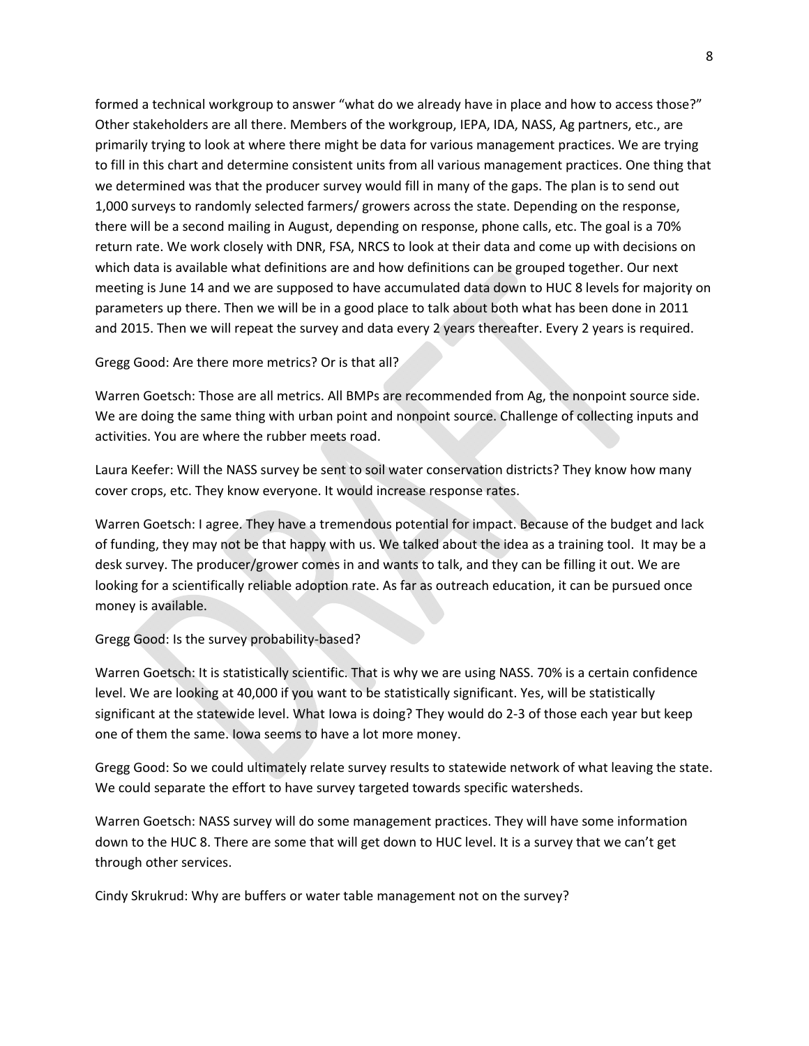formed a technical workgroup to answer "what do we already have in place and how to access those?" Other stakeholders are all there. Members of the workgroup, IEPA, IDA, NASS, Ag partners, etc., are primarily trying to look at where there might be data for various management practices. We are trying to fill in this chart and determine consistent units from all various management practices. One thing that we determined was that the producer survey would fill in many of the gaps. The plan is to send out 1,000 surveys to randomly selected farmers/ growers across the state. Depending on the response, there will be a second mailing in August, depending on response, phone calls, etc. The goal is a 70% return rate. We work closely with DNR, FSA, NRCS to look at their data and come up with decisions on which data is available what definitions are and how definitions can be grouped together. Our next meeting is June 14 and we are supposed to have accumulated data down to HUC 8 levels for majority on parameters up there. Then we will be in a good place to talk about both what has been done in 2011 and 2015. Then we will repeat the survey and data every 2 years thereafter. Every 2 years is required.

Gregg Good: Are there more metrics? Or is that all?

Warren Goetsch: Those are all metrics. All BMPs are recommended from Ag, the nonpoint source side. We are doing the same thing with urban point and nonpoint source. Challenge of collecting inputs and activities. You are where the rubber meets road.

Laura Keefer: Will the NASS survey be sent to soil water conservation districts? They know how many cover crops, etc. They know everyone. It would increase response rates.

Warren Goetsch: I agree. They have a tremendous potential for impact. Because of the budget and lack of funding, they may not be that happy with us. We talked about the idea as a training tool. It may be a desk survey. The producer/grower comes in and wants to talk, and they can be filling it out. We are looking for a scientifically reliable adoption rate. As far as outreach education, it can be pursued once money is available.

Gregg Good: Is the survey probability-based?

Warren Goetsch: It is statistically scientific. That is why we are using NASS. 70% is a certain confidence level. We are looking at 40,000 if you want to be statistically significant. Yes, will be statistically significant at the statewide level. What Iowa is doing? They would do 2-3 of those each year but keep one of them the same. Iowa seems to have a lot more money.

Gregg Good: So we could ultimately relate survey results to statewide network of what leaving the state. We could separate the effort to have survey targeted towards specific watersheds.

Warren Goetsch: NASS survey will do some management practices. They will have some information down to the HUC 8. There are some that will get down to HUC level. It is a survey that we can't get through other services.

Cindy Skrukrud: Why are buffers or water table management not on the survey?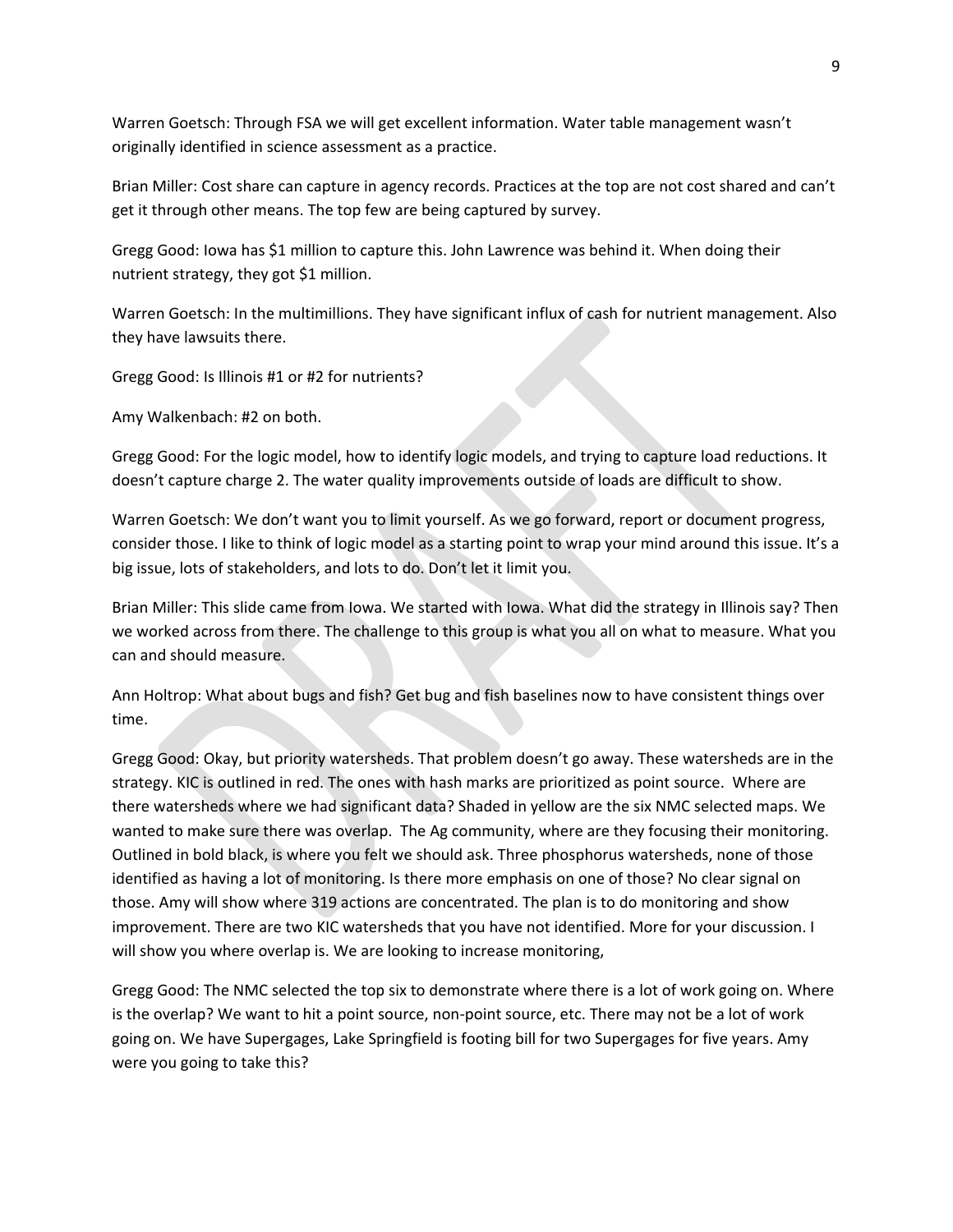Warren Goetsch: Through FSA we will get excellent information. Water table management wasn't originally identified in science assessment as a practice.

Brian Miller: Cost share can capture in agency records. Practices at the top are not cost shared and can't get it through other means. The top few are being captured by survey.

Gregg Good: Iowa has $1 million to capture this. John Lawrence was behind it. When doing their nutrient strategy, they got $1 million.

Warren Goetsch: In the multimillions. They have significant influx of cash for nutrient management. Also they have lawsuits there.

Gregg Good: Is Illinois #1 or #2 for nutrients?

Amy Walkenbach: #2 on both.

Gregg Good: For the logic model, how to identify logic models, and trying to capture load reductions. It doesn't capture charge 2. The water quality improvements outside of loads are difficult to show.

Warren Goetsch: We don't want you to limit yourself. As we go forward, report or document progress, consider those. I like to think of logic model as a starting point to wrap your mind around this issue. It's a big issue, lots of stakeholders, and lots to do. Don't let it limit you.

Brian Miller: This slide came from Iowa. We started with Iowa. What did the strategy in Illinois say? Then we worked across from there. The challenge to this group is what you all on what to measure. What you can and should measure.

Ann Holtrop: What about bugs and fish? Get bug and fish baselines now to have consistent things over time.

Gregg Good: Okay, but priority watersheds. That problem doesn't go away. These watersheds are in the strategy. KIC is outlined in red. The ones with hash marks are prioritized as point source. Where are there watersheds where we had significant data? Shaded in yellow are the six NMC selected maps. We wanted to make sure there was overlap. The Ag community, where are they focusing their monitoring. Outlined in bold black, is where you felt we should ask. Three phosphorus watersheds, none of those identified as having a lot of monitoring. Is there more emphasis on one of those? No clear signal on those. Amy will show where 319 actions are concentrated. The plan is to do monitoring and show improvement. There are two KIC watersheds that you have not identified. More for your discussion. I will show you where overlap is. We are looking to increase monitoring,

Gregg Good: The NMC selected the top six to demonstrate where there is a lot of work going on. Where is the overlap? We want to hit a point source, non-point source, etc. There may not be a lot of work going on. We have Supergages, Lake Springfield is footing bill for two Supergages for five years. Amy were you going to take this?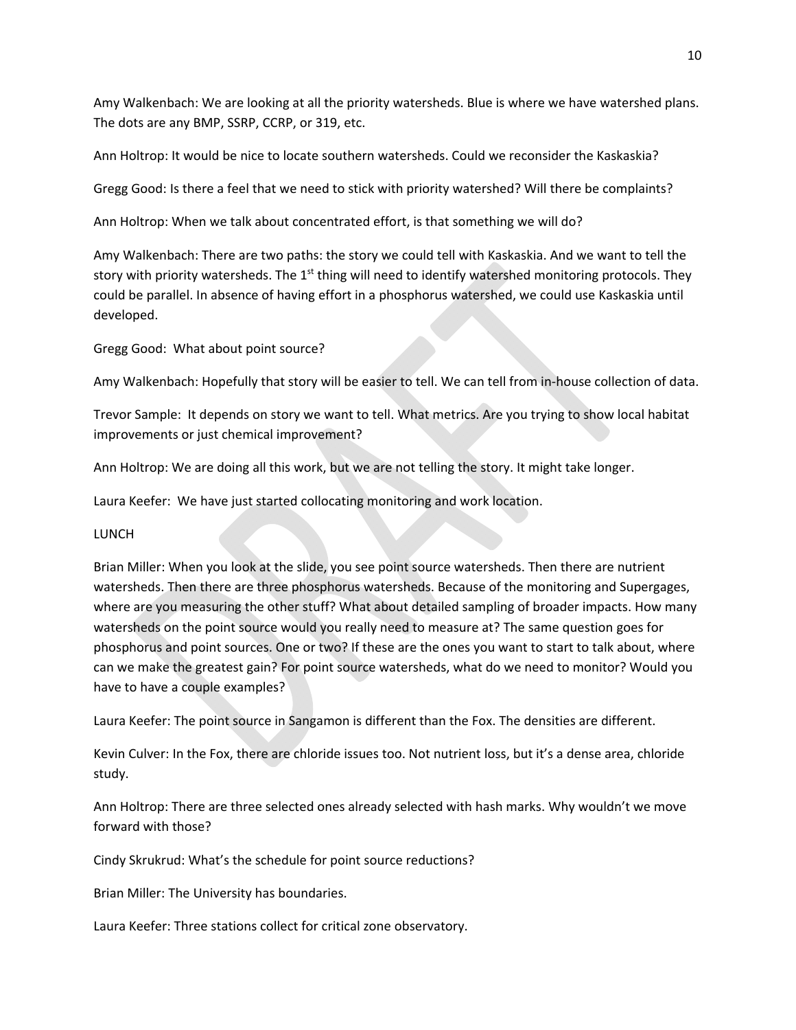Amy Walkenbach: We are looking at all the priority watersheds. Blue is where we have watershed plans. The dots are any BMP, SSRP, CCRP, or 319, etc.

Ann Holtrop: It would be nice to locate southern watersheds. Could we reconsider the Kaskaskia?

Gregg Good: Is there a feel that we need to stick with priority watershed? Will there be complaints?

Ann Holtrop: When we talk about concentrated effort, is that something we will do?

Amy Walkenbach: There are two paths: the story we could tell with Kaskaskia. And we want to tell the story with priority watersheds. The 1st thing will need to identify watershed monitoring protocols. They could be parallel. In absence of having effort in a phosphorus watershed, we could use Kaskaskia until developed.

Gregg Good: What about point source?

Amy Walkenbach: Hopefully that story will be easier to tell. We can tell from in-house collection of data.

Trevor Sample: It depends on story we want to tell. What metrics. Are you trying to show local habitat improvements or just chemical improvement?

Ann Holtrop: We are doing all this work, but we are not telling the story. It might take longer.

Laura Keefer: We have just started collocating monitoring and work location.

LUNCH

Brian Miller: When you look at the slide, you see point source watersheds. Then there are nutrient watersheds. Then there are three phosphorus watersheds. Because of the monitoring and Supergages, where are you measuring the other stuff? What about detailed sampling of broader impacts. How many watersheds on the point source would you really need to measure at? The same question goes for phosphorus and point sources. One or two? If these are the ones you want to start to talk about, where can we make the greatest gain? For point source watersheds, what do we need to monitor? Would you have to have a couple examples?

Laura Keefer: The point source in Sangamon is different than the Fox. The densities are different.

Kevin Culver: In the Fox, there are chloride issues too. Not nutrient loss, but it's a dense area, chloride study.

Ann Holtrop: There are three selected ones already selected with hash marks. Why wouldn't we move forward with those?

Cindy Skrukrud: What's the schedule for point source reductions?

Brian Miller: The University has boundaries.

Laura Keefer: Three stations collect for critical zone observatory.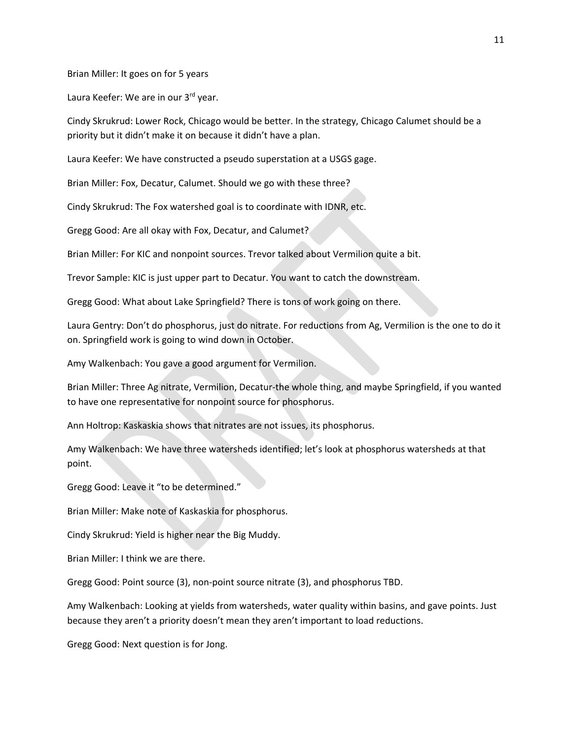Brian Miller: It goes on for 5 years

Laura Keefer: We are in our 3rd year.

Cindy Skrukrud: Lower Rock, Chicago would be better. In the strategy, Chicago Calumet should be a priority but it didn't make it on because it didn't have a plan.

Laura Keefer: We have constructed a pseudo superstation at a USGS gage.

Brian Miller: Fox, Decatur, Calumet. Should we go with these three?

Cindy Skrukrud: The Fox watershed goal is to coordinate with IDNR, etc.

Gregg Good: Are all okay with Fox, Decatur, and Calumet?

Brian Miller: For KIC and nonpoint sources. Trevor talked about Vermilion quite a bit.

Trevor Sample: KIC is just upper part to Decatur. You want to catch the downstream.

Gregg Good: What about Lake Springfield? There is tons of work going on there.

Laura Gentry: Don't do phosphorus, just do nitrate. For reductions from Ag, Vermilion is the one to do it on. Springfield work is going to wind down in October.

Amy Walkenbach: You gave a good argument for Vermilion.

Brian Miller: Three Ag nitrate, Vermilion, Decatur-the whole thing, and maybe Springfield, if you wanted to have one representative for nonpoint source for phosphorus.

Ann Holtrop: Kaskaskia shows that nitrates are not issues, its phosphorus.

Amy Walkenbach: We have three watersheds identified; let's look at phosphorus watersheds at that point.

Gregg Good: Leave it "to be determined."

Brian Miller: Make note of Kaskaskia for phosphorus.

Cindy Skrukrud: Yield is higher near the Big Muddy.

Brian Miller: I think we are there.

Gregg Good: Point source (3), non-point source nitrate (3), and phosphorus TBD.

Amy Walkenbach: Looking at yields from watersheds, water quality within basins, and gave points. Just because they aren't a priority doesn't mean they aren't important to load reductions.

Gregg Good: Next question is for Jong.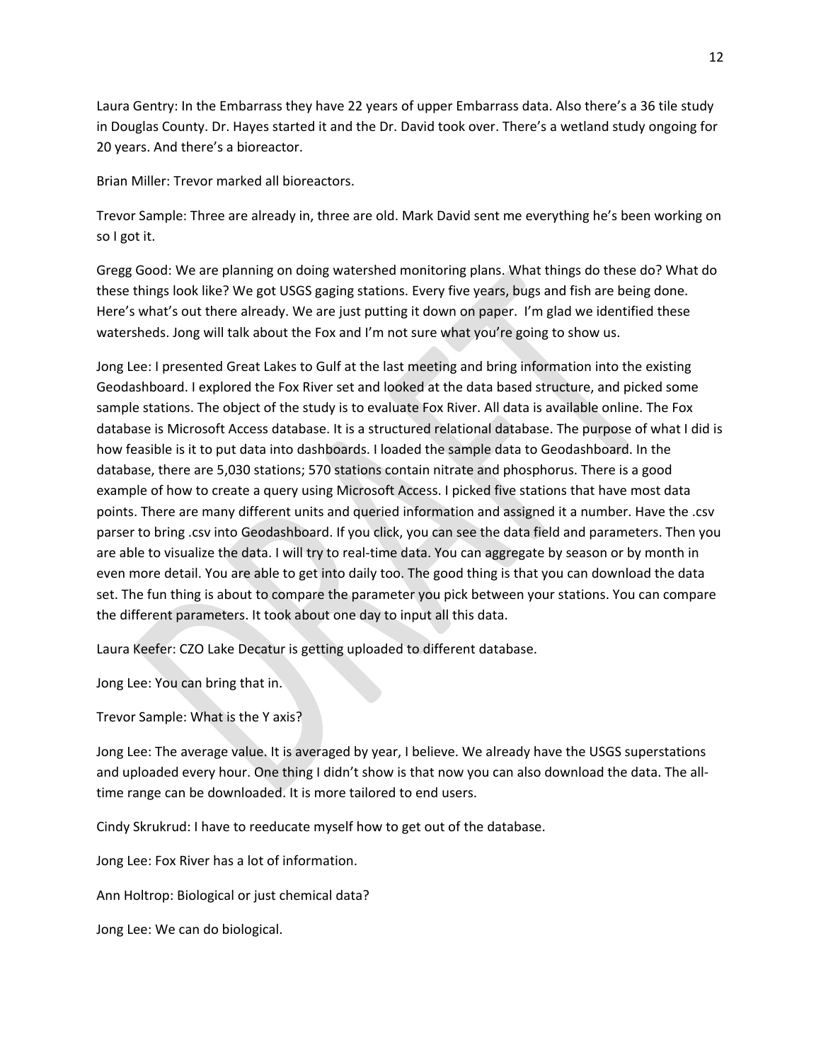Laura Gentry: In the Embarrass they have 22 years of upper Embarrass data. Also there's a 36 tile study in Douglas County. Dr. Hayes started it and the Dr. David took over. There's a wetland study ongoing for 20 years. And there's a bioreactor.

Brian Miller: Trevor marked all bioreactors.

Trevor Sample: Three are already in, three are old. Mark David sent me everything he's been working on so I got it.

Gregg Good: We are planning on doing watershed monitoring plans. What things do these do? What do these things look like? We got USGS gaging stations. Every five years, bugs and fish are being done. Here's what's out there already. We are just putting it down on paper. I'm glad we identified these watersheds. Jong will talk about the Fox and I'm not sure what you're going to show us.

Jong Lee: I presented Great Lakes to Gulf at the last meeting and bring information into the existing Geodashboard. I explored the Fox River set and looked at the data based structure, and picked some sample stations. The object of the study is to evaluate Fox River. All data is available online. The Fox database is Microsoft Access database. It is a structured relational database. The purpose of what I did is how feasible is it to put data into dashboards. I loaded the sample data to Geodashboard. In the database, there are 5,030 stations; 570 stations contain nitrate and phosphorus. There is a good example of how to create a query using Microsoft Access. I picked five stations that have most data points. There are many different units and queried information and assigned it a number. Have the .csv parser to bring .csv into Geodashboard. If you click, you can see the data field and parameters. Then you are able to visualize the data. I will try to real-time data. You can aggregate by season or by month in even more detail. You are able to get into daily too. The good thing is that you can download the data set. The fun thing is about to compare the parameter you pick between your stations. You can compare the different parameters. It took about one day to input all this data.

Laura Keefer: CZO Lake Decatur is getting uploaded to different database.

Jong Lee: You can bring that in.

Trevor Sample: What is the Y axis?

Jong Lee: The average value. It is averaged by year, I believe. We already have the USGS superstations and uploaded every hour. One thing I didn't show is that now you can also download the data. The all-time range can be downloaded. It is more tailored to end users.

Cindy Skrukrud: I have to reeducate myself how to get out of the database.

Jong Lee: Fox River has a lot of information.

Ann Holtrop: Biological or just chemical data?

Jong Lee: We can do biological.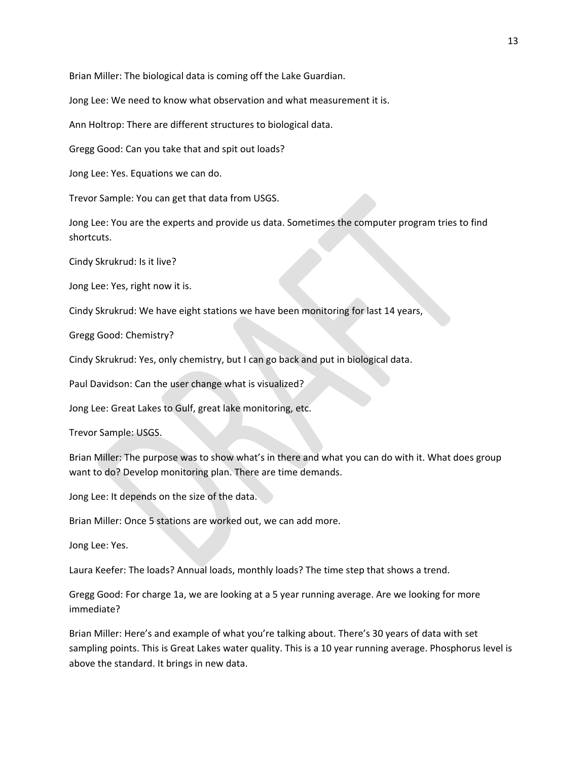Brian Miller: The biological data is coming off the Lake Guardian.

Jong Lee: We need to know what observation and what measurement it is.

Ann Holtrop: There are different structures to biological data.

Gregg Good: Can you take that and spit out loads?

Jong Lee: Yes. Equations we can do.

Trevor Sample: You can get that data from USGS.

Jong Lee: You are the experts and provide us data. Sometimes the computer program tries to find shortcuts.

Cindy Skrukrud: Is it live?

Jong Lee: Yes, right now it is.

Cindy Skrukrud: We have eight stations we have been monitoring for last 14 years,

Gregg Good: Chemistry?

Cindy Skrukrud: Yes, only chemistry, but I can go back and put in biological data.

Paul Davidson: Can the user change what is visualized?

Jong Lee: Great Lakes to Gulf, great lake monitoring, etc.

Trevor Sample: USGS.

Brian Miller: The purpose was to show what's in there and what you can do with it. What does group want to do? Develop monitoring plan. There are time demands.

Jong Lee: It depends on the size of the data.

Brian Miller: Once 5 stations are worked out, we can add more.

Jong Lee: Yes.

Laura Keefer: The loads? Annual loads, monthly loads? The time step that shows a trend.

Gregg Good: For charge 1a, we are looking at a 5 year running average. Are we looking for more immediate?

Brian Miller: Here's and example of what you're talking about. There's 30 years of data with set sampling points. This is Great Lakes water quality. This is a 10 year running average. Phosphorus level is above the standard. It brings in new data.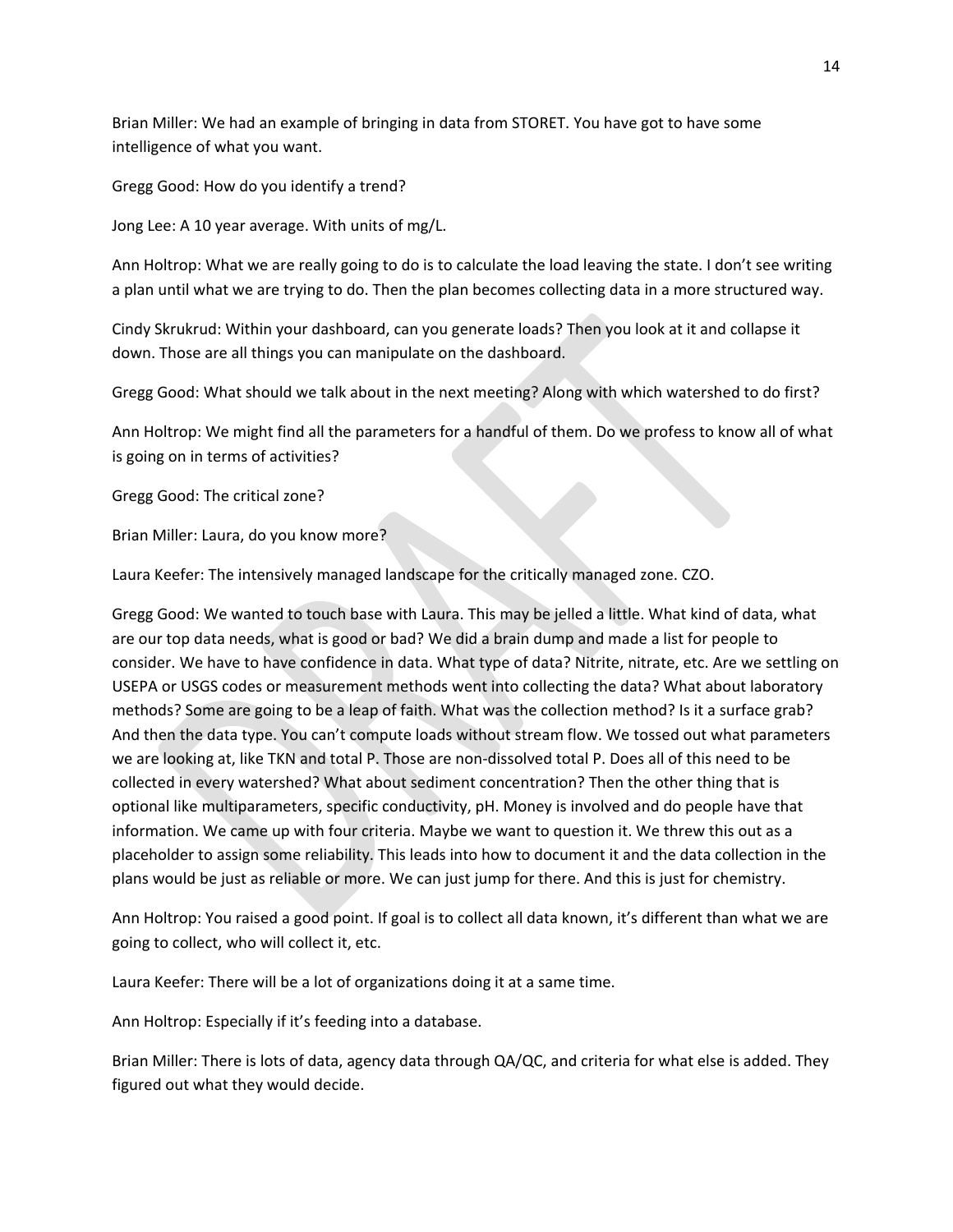Brian Miller: We had an example of bringing in data from STORET. You have got to have some intelligence of what you want.

Gregg Good: How do you identify a trend?

Jong Lee: A 10 year average. With units of mg/L.

Ann Holtrop: What we are really going to do is to calculate the load leaving the state. I don't see writing a plan until what we are trying to do. Then the plan becomes collecting data in a more structured way.

Cindy Skrukrud: Within your dashboard, can you generate loads? Then you look at it and collapse it down. Those are all things you can manipulate on the dashboard.

Gregg Good: What should we talk about in the next meeting? Along with which watershed to do first?

Ann Holtrop: We might find all the parameters for a handful of them. Do we profess to know all of what is going on in terms of activities?

Gregg Good: The critical zone?

Brian Miller: Laura, do you know more?

Laura Keefer: The intensively managed landscape for the critically managed zone. CZO.

Gregg Good: We wanted to touch base with Laura. This may be jelled a little. What kind of data, what are our top data needs, what is good or bad? We did a brain dump and made a list for people to consider. We have to have confidence in data. What type of data? Nitrite, nitrate, etc. Are we settling on USEPA or USGS codes or measurement methods went into collecting the data? What about laboratory methods? Some are going to be a leap of faith. What was the collection method? Is it a surface grab? And then the data type. You can't compute loads without stream flow. We tossed out what parameters we are looking at, like TKN and total P. Those are non-dissolved total P. Does all of this need to be collected in every watershed? What about sediment concentration? Then the other thing that is optional like multiparameters, specific conductivity, pH. Money is involved and do people have that information. We came up with four criteria. Maybe we want to question it. We threw this out as a placeholder to assign some reliability. This leads into how to document it and the data collection in the plans would be just as reliable or more. We can just jump for there. And this is just for chemistry.

Ann Holtrop: You raised a good point. If goal is to collect all data known, it's different than what we are going to collect, who will collect it, etc.

Laura Keefer: There will be a lot of organizations doing it at a same time.

Ann Holtrop: Especially if it's feeding into a database.

Brian Miller: There is lots of data, agency data through QA/QC, and criteria for what else is added. They figured out what they would decide.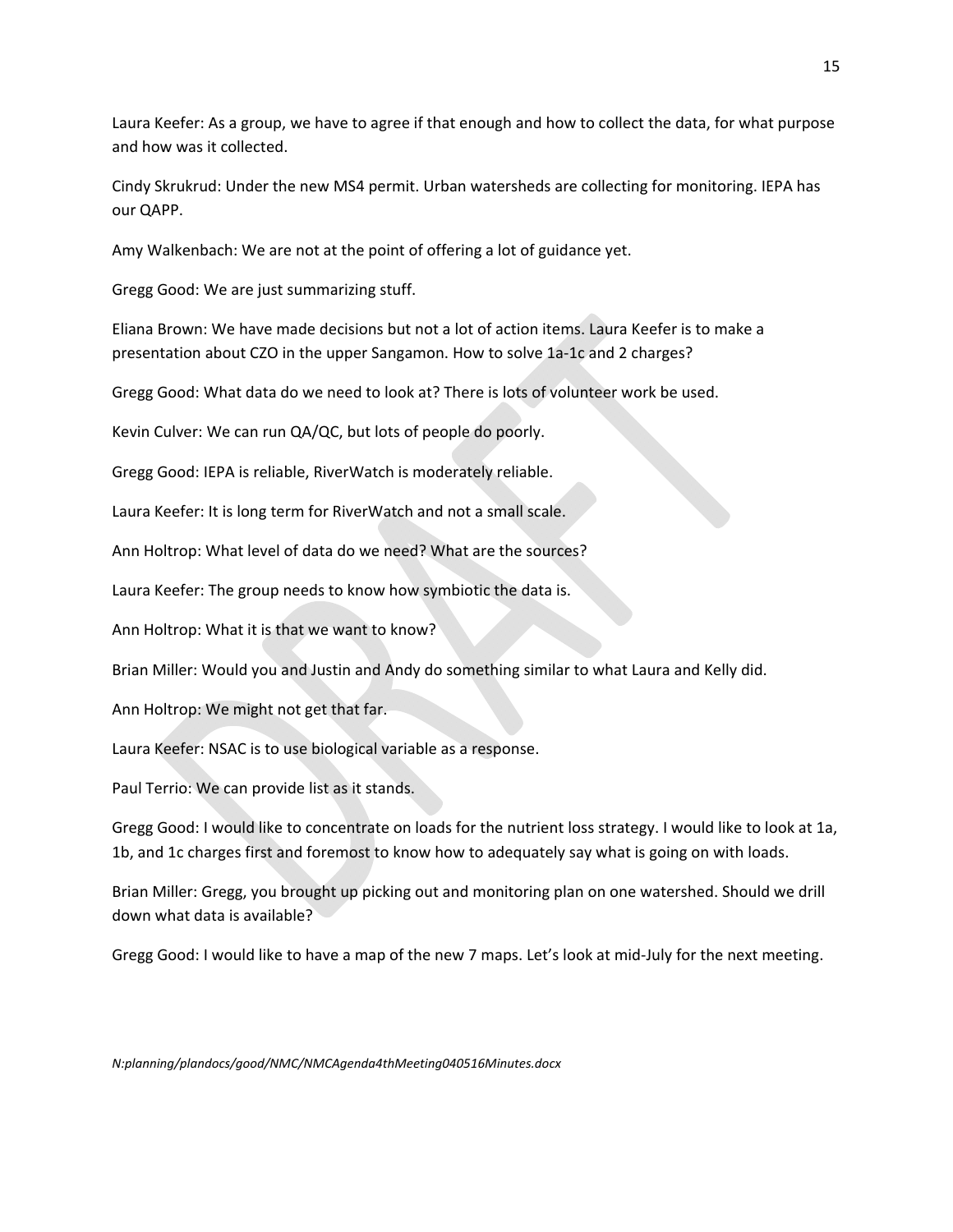Laura Keefer: As a group, we have to agree if that enough and how to collect the data, for what purpose and how was it collected.

Cindy Skrukrud: Under the new MS4 permit. Urban watersheds are collecting for monitoring. IEPA has our QAPP.

Amy Walkenbach: We are not at the point of offering a lot of guidance yet.

Gregg Good: We are just summarizing stuff.

Eliana Brown: We have made decisions but not a lot of action items. Laura Keefer is to make a presentation about CZO in the upper Sangamon. How to solve 1a-1c and 2 charges?

Gregg Good: What data do we need to look at? There is lots of volunteer work be used.

Kevin Culver: We can run QA/QC, but lots of people do poorly.

Gregg Good: IEPA is reliable, RiverWatch is moderately reliable.

Laura Keefer: It is long term for RiverWatch and not a small scale.

Ann Holtrop: What level of data do we need? What are the sources?

Laura Keefer: The group needs to know how symbiotic the data is.

Ann Holtrop: What it is that we want to know?

Brian Miller: Would you and Justin and Andy do something similar to what Laura and Kelly did.

Ann Holtrop: We might not get that far.

Laura Keefer: NSAC is to use biological variable as a response.

Paul Terrio: We can provide list as it stands.

Gregg Good: I would like to concentrate on loads for the nutrient loss strategy. I would like to look at 1a, 1b, and 1c charges first and foremost to know how to adequately say what is going on with loads.

Brian Miller: Gregg, you brought up picking out and monitoring plan on one watershed. Should we drill down what data is available?

Gregg Good: I would like to have a map of the new 7 maps. Let's look at mid-July for the next meeting.

*N:planning/plandocs/good/NMC/NMCAgenda4thMeeting040516Minutes.docx*